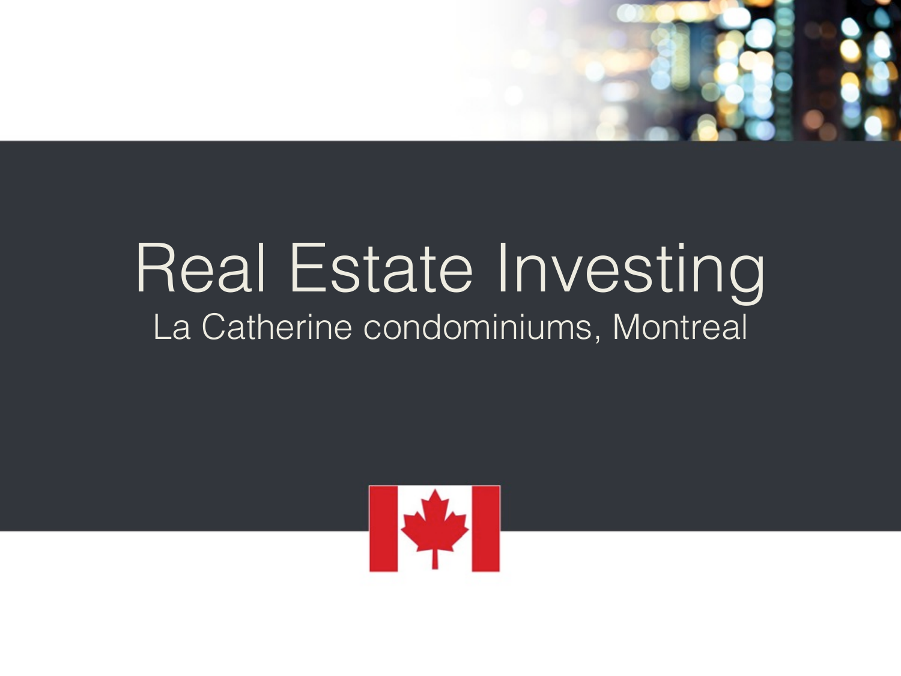# Real Estate Investing

La Catherine condominiums, Montreal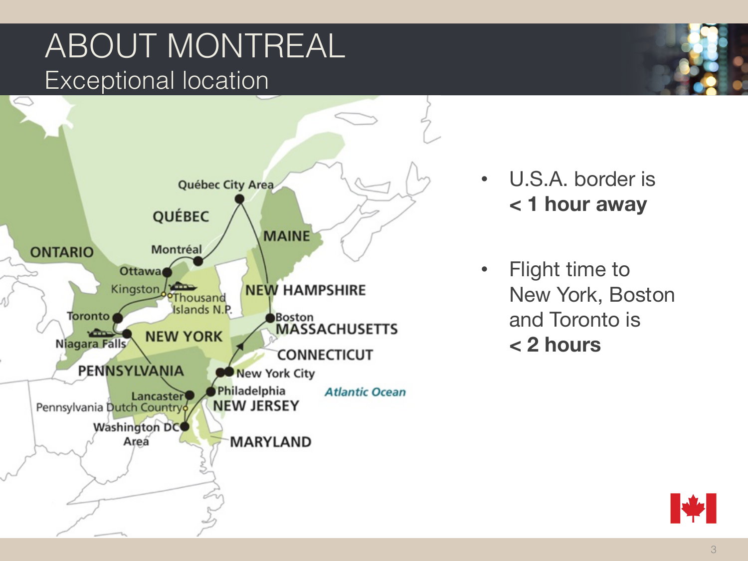# ABOUT MONTREAL

## Exceptional location

- U.S.A. border is **< 1 hour away**
- Flight time to New York, Boston and Toronto is **< 2 hours**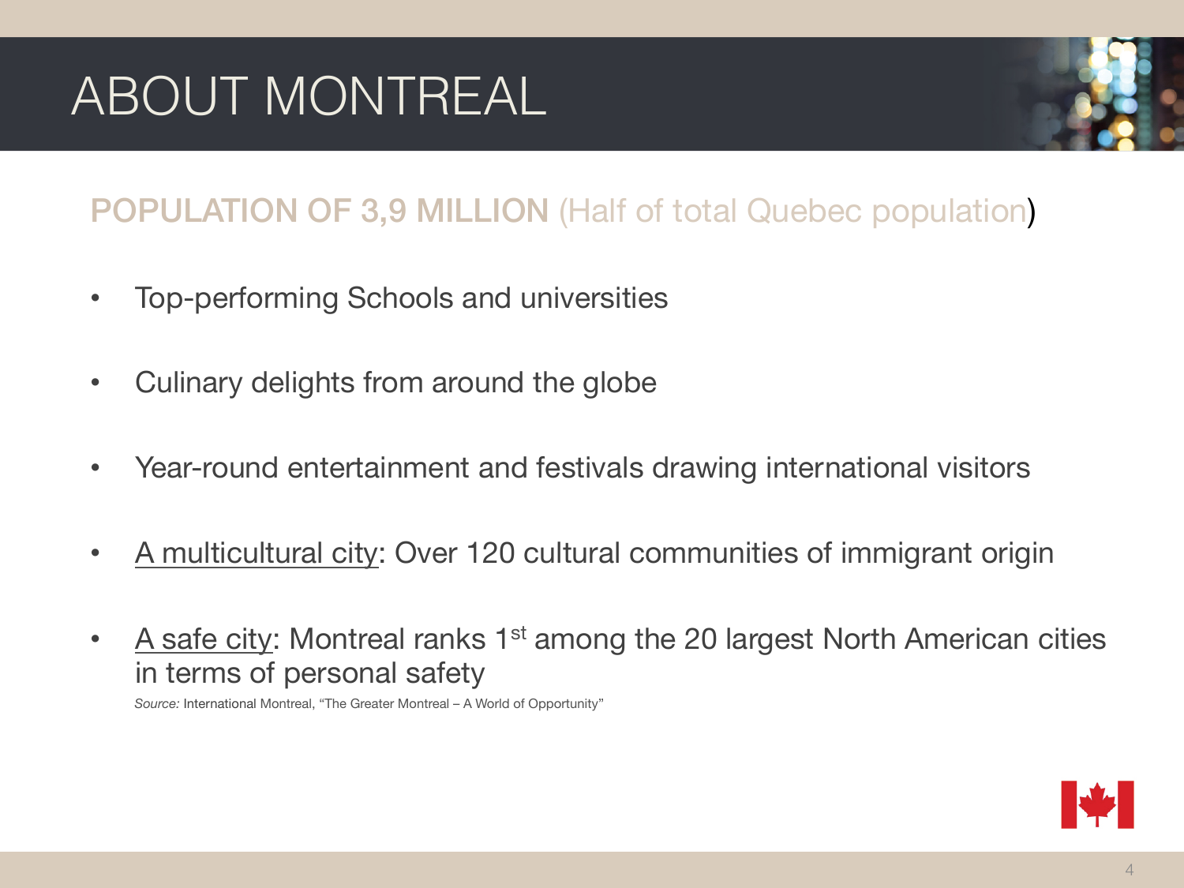# ABOUT MONTREAL

## POPULATION OF 3,9 MILLION (Half of total Quebec population)

- Top-performing Schools and universities
- Culinary delights from around the globe
- Year-round entertainment and festivals drawing international visitors
- A multicultural city: Over 120 cultural communities of immigrant origin
- A safe city: Montreal ranks 1st among the 20 largest North American cities in terms of personal safety

*Source:* International Montreal, "The Greater Montreal – A World of Opportunity"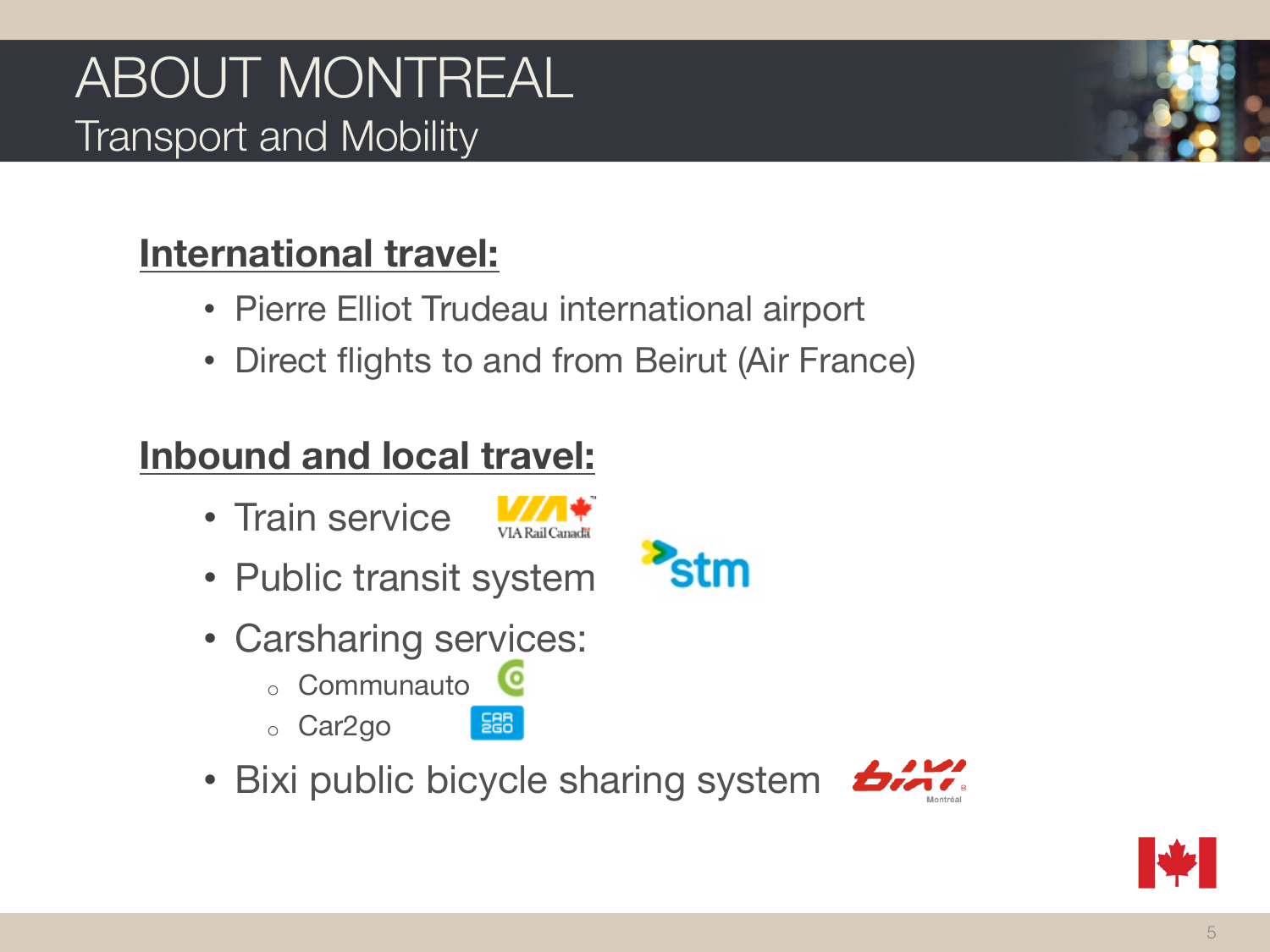# ABOUT MONTREAL

## Transport and Mobility

**International travel:**

- Pierre Elliot Trudeau international airport
- Direct flights to and from Beirut (Air France)

**Inbound and local travel:**

- Train service
- Public transit system
- Carsharing services:
  - Communauto
  - Car2go
- Bixi public bicycle sharing system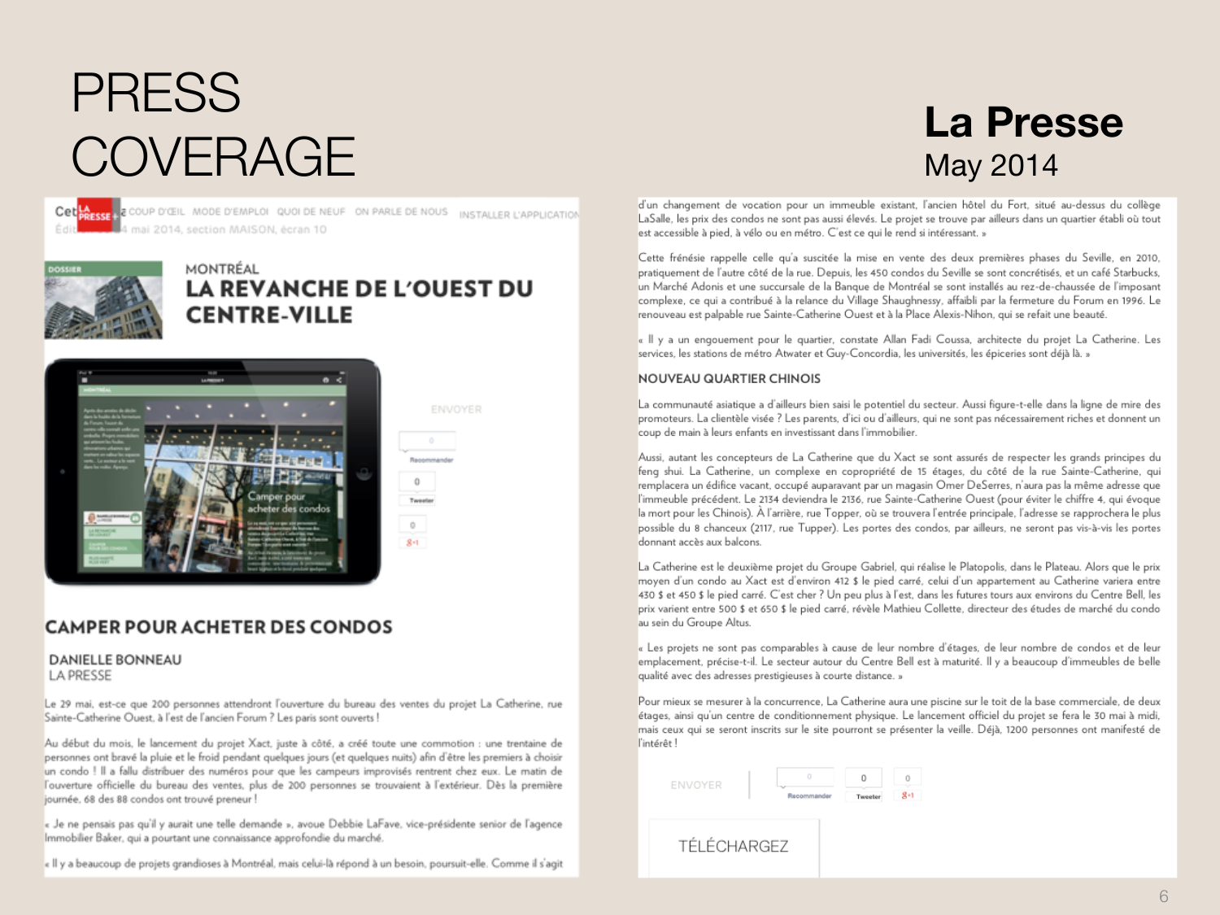# PRESS COVERAGE

## La Presse
May 2014

Cet... COUP D'ŒIL MODE D'EMPLOI QUOI DE NEUF ON PARLE DE NOUS INSTALLER L'APPLICATION

Édit... 4 mai 2014, section MAISON, écran 10

DOSSIER

MONTRÉAL

# LA REVANCHE DE L'OUEST DU CENTRE-VILLE

ENVOYER

## CAMPER POUR ACHETER DES CONDOS

**DANIELLE BONNEAU**
LA PRESSE

Le 29 mai, est-ce que 200 personnes attendront l'ouverture du bureau des ventes du projet La Catherine, rue Sainte-Catherine Ouest, à l'est de l'ancien Forum ? Les paris sont ouverts !

Au début du mois, le lancement du projet Xact, juste à côté, a créé toute une commotion : une trentaine de personnes ont bravé la pluie et le froid pendant quelques jours (et quelques nuits) afin d'être les premiers à choisir un condo ! Il a fallu distribuer des numéros pour que les campeurs improvisés rentrent chez eux. Le matin de l'ouverture officielle du bureau des ventes, plus de 200 personnes se trouvaient à l'extérieur. Dès la première journée, 68 des 88 condos ont trouvé preneur !

« Je ne pensais pas qu'il y aurait une telle demande », avoue Debbie LaFave, vice-présidente senior de l'agence Immobilier Baker, qui a pourtant une connaissance approfondie du marché.

« Il y a beaucoup de projets grandioses à Montréal, mais celui-là répond à un besoin, poursuit-elle. Comme il s'agit d'un changement de vocation pour un immeuble existant, l'ancien hôtel du Fort, situé au-dessus du collège LaSalle, les prix des condos ne sont pas aussi élevés. Le projet se trouve par ailleurs dans un quartier établi où tout est accessible à pied, à vélo ou en métro. C'est ce qui le rend si intéressant. »

Cette frénésie rappelle celle qu'a suscitée la mise en vente des deux premières phases du Seville, en 2010, pratiquement de l'autre côté de la rue. Depuis, les 450 condos du Seville se sont concrétisés, et un café Starbucks, un Marché Adonis et une succursale de la Banque de Montréal se sont installés au rez-de-chaussée de l'imposant complexe, ce qui a contribué à la relance du Village Shaughnessy, affaibli par la fermeture du Forum en 1996. Le renouveau est palpable rue Sainte-Catherine Ouest et à la Place Alexis-Nihon, qui se refait une beauté.

« Il y a un engouement pour le quartier, constate Allan Fadi Coussa, architecte du projet La Catherine. Les services, les stations de métro Atwater et Guy-Concordia, les universités, les épiceries sont déjà là. »

### NOUVEAU QUARTIER CHINOIS

La communauté asiatique a d'ailleurs bien saisi le potentiel du secteur. Aussi figure-t-elle dans la ligne de mire des promoteurs. La clientèle visée ? Les parents, d'ici ou d'ailleurs, qui ne sont pas nécessairement riches et donnent un coup de main à leurs enfants en investissant dans l'immobilier.

Aussi, autant les concepteurs de La Catherine que du Xact se sont assurés de respecter les grands principes du feng shui. La Catherine, un complexe en copropriété de 15 étages, du côté de la rue Sainte-Catherine, qui remplacera un édifice vacant, occupé auparavant par un magasin Omer DeSerres, n'aura pas la même adresse que l'immeuble précédent. Le 2134 deviendra le 2136, rue Sainte-Catherine Ouest (pour éviter le chiffre 4, qui évoque la mort pour les Chinois). À l'arrière, rue Topper, où se trouvera l'entrée principale, l'adresse se rapprochera le plus possible du 8 chanceux (2117, rue Tupper). Les portes des condos, par ailleurs, ne seront pas vis-à-vis les portes donnant accès aux balcons.

La Catherine est le deuxième projet du Groupe Gabriel, qui réalise le Platopolis, dans le Plateau. Alors que le prix moyen d'un condo au Xact est d'environ 412 $ le pied carré, celui d'un appartement au Catherine variera entre 430 $ et 450 $ le pied carré. C'est cher ? Un peu plus à l'est, dans les futures tours aux environs du Centre Bell, les prix varient entre 500 $ et 650 $ le pied carré, révèle Mathieu Collette, directeur des études de marché du condo au sein du Groupe Altus.

« Les projets ne sont pas comparables à cause de leur nombre d'étages, de leur nombre de condos et de leur emplacement, précise-t-il. Le secteur autour du Centre Bell est à maturité. Il y a beaucoup d'immeubles de belle qualité avec des adresses prestigieuses à courte distance. »

Pour mieux se mesurer à la concurrence, La Catherine aura une piscine sur le toit de la base commerciale, de deux étages, ainsi qu'un centre de conditionnement physique. Le lancement officiel du projet se fera le 30 mai à midi, mais ceux qui se seront inscrits sur le site pourront se présenter la veille. Déjà, 1200 personnes ont manifesté de l'intérêt !

ENVOYER

TÉLÉCHARGEZ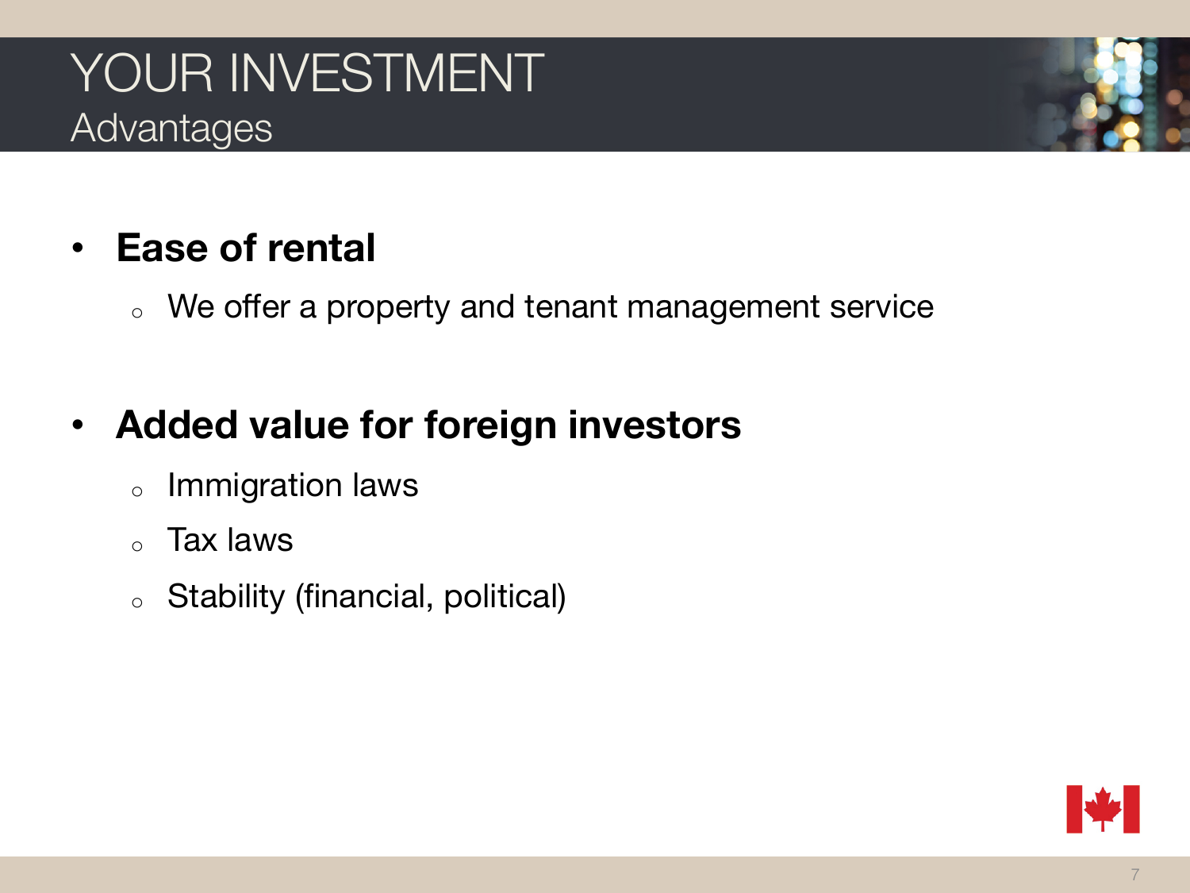# YOUR INVESTMENT

## Advantages

- **Ease of rental**
  - We offer a property and tenant management service

- **Added value for foreign investors**
  - Immigration laws
  - Tax laws
  - Stability (financial, political)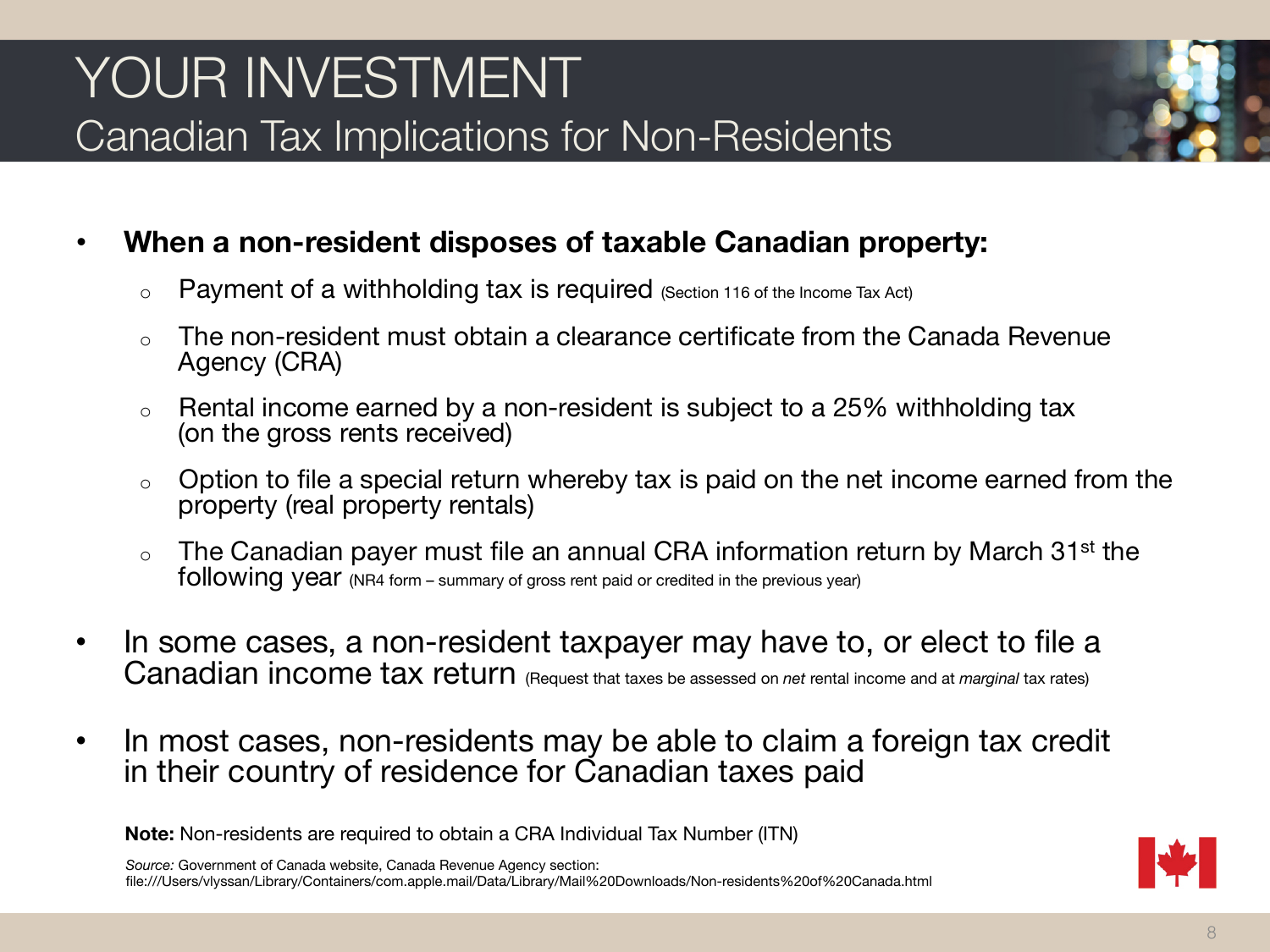# YOUR INVESTMENT

## Canadian Tax Implications for Non-Residents

- **When a non-resident disposes of taxable Canadian property:**
  - Payment of a withholding tax is required (Section 116 of the Income Tax Act)
  - The non-resident must obtain a clearance certificate from the Canada Revenue Agency (CRA)
  - Rental income earned by a non-resident is subject to a 25% withholding tax (on the gross rents received)
  - Option to file a special return whereby tax is paid on the net income earned from the property (real property rentals)
  - The Canadian payer must file an annual CRA information return by March 31st the following year (NR4 form – summary of gross rent paid or credited in the previous year)
- In some cases, a non-resident taxpayer may have to, or elect to file a Canadian income tax return (Request that taxes be assessed on *net* rental income and at *marginal* tax rates)
- In most cases, non-residents may be able to claim a foreign tax credit in their country of residence for Canadian taxes paid

**Note:** Non-residents are required to obtain a CRA Individual Tax Number (ITN)

*Source:* Government of Canada website, Canada Revenue Agency section: file:///Users/vlyssan/Library/Containers/com.apple.mail/Data/Library/Mail%20Downloads/Non-residents%20of%20Canada.html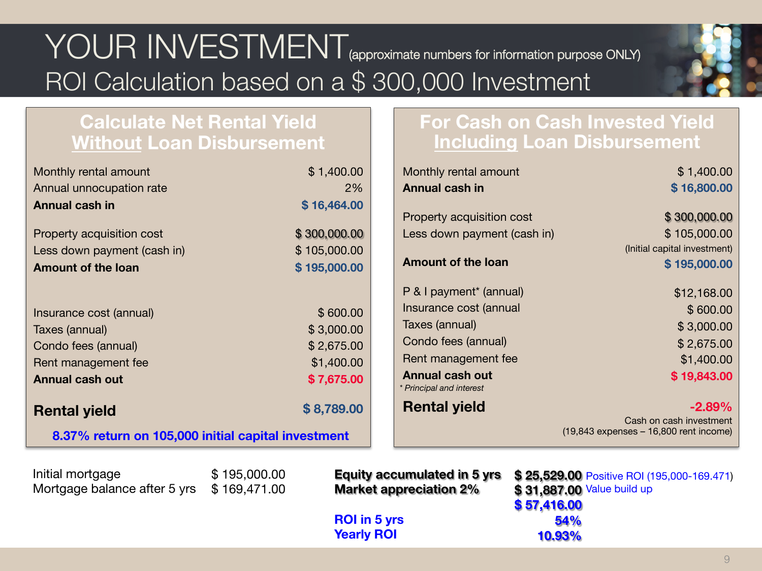# YOUR INVESTMENT (approximate numbers for information purpose ONLY)

## ROI Calculation based on a $ 300,000 Investment

### Calculate Net Rental Yield Without Loan Disbursement

| | |
|---|---|
| Monthly rental amount | $ 1,400.00 |
| Annual unnocupation rate | 2% |
| **Annual cash in** | **$ 16,464.00** |
| Property acquisition cost | $ 300,000.00 |
| Less down payment (cash in) | $ 105,000.00 |
| **Amount of the loan** | **$ 195,000.00** |
| Insurance cost (annual) | $ 600.00 |
| Taxes (annual) | $ 3,000.00 |
| Condo fees (annual) | $ 2,675.00 |
| Rent management fee | $1,400.00 |
| **Annual cash out** | **$ 7,675.00** |
| **Rental yield** | **$ 8,789.00** |

**8.37% return on 105,000 initial capital investment**

### For Cash on Cash Invested Yield Including Loan Disbursement

| | |
|---|---|
| Monthly rental amount | $ 1,400.00 |
| **Annual cash in** | **$ 16,800.00** |
| Property acquisition cost | $ 300,000.00 |
| Less down payment (cash in) | $ 105,000.00 (Initial capital investment) |
| **Amount of the loan** | **$ 195,000.00** |
| P & I payment* (annual) | $12,168.00 |
| Insurance cost (annual | $ 600.00 |
| Taxes (annual) | $ 3,000.00 |
| Condo fees (annual) | $ 2,675.00 |
| Rent management fee | $1,400.00 |
| **Annual cash out** | **$ 19,843.00** |
| **Rental yield** | **-2.89%** Cash on cash investment (19,843 expenses – 16,800 rent income) |

*\* Principal and interest*

| | |
|---|---|
| Initial mortgage | $ 195,000.00 |
| Mortgage balance after 5 yrs | $ 169,471.00 |

| | | |
|---|---|---|
| **Equity accumulated in 5 yrs** | **$ 25,529.00** | Positive ROI (195,000-169.471) |
| **Market appreciation 2%** | **$ 31,887.00** | Value build up |
| | **$ 57,416.00** | |
| **ROI in 5 yrs** | **54%** | |
| **Yearly ROI** | **10.93%** | |